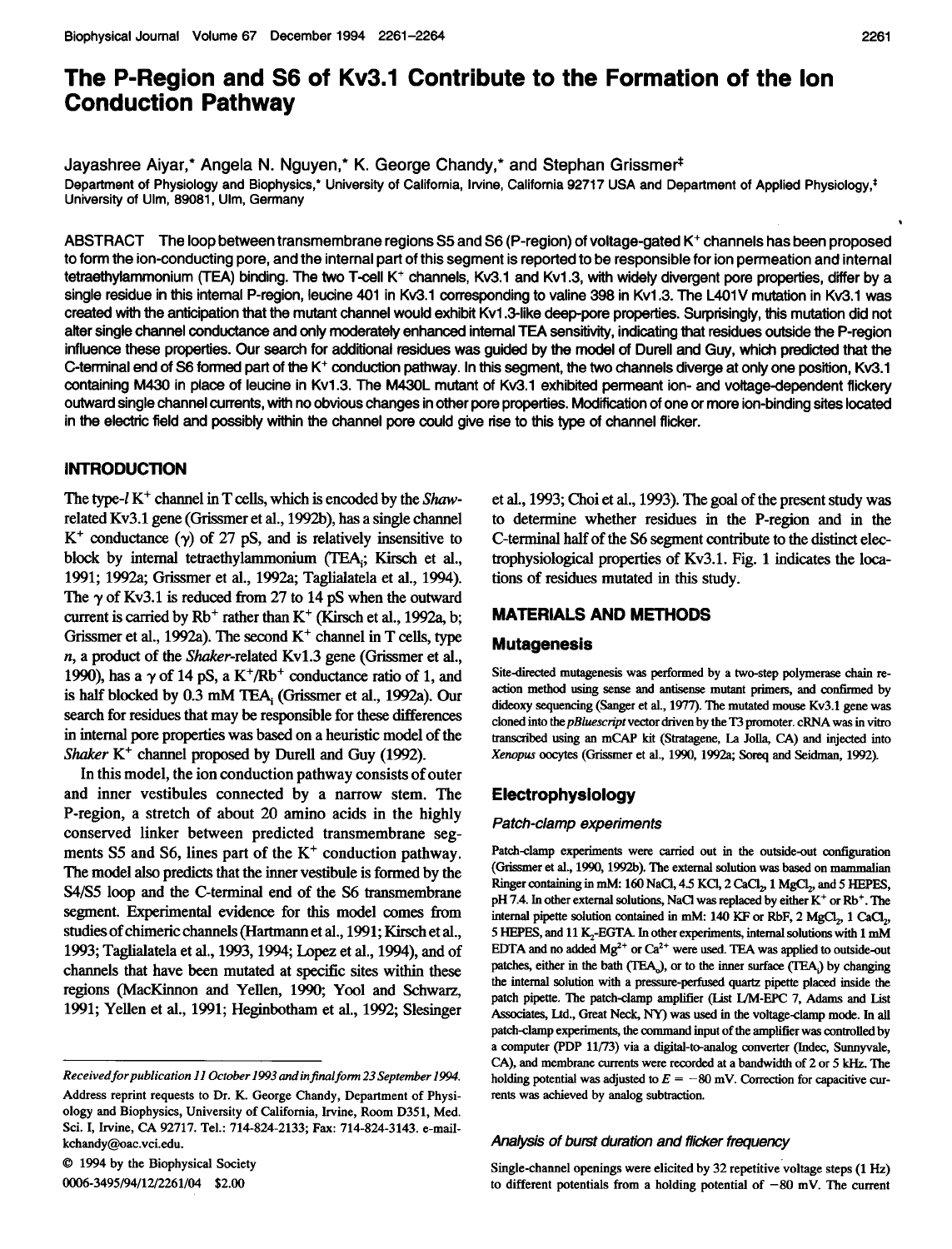# The P-Region and S6 of Kv3.1 Contribute to the Formation of the Ion Conduction Pathway

Jayashree Aiyar,* Angela N. Nguyen,* K. George Chandy,* and Stephan Grissmer‡

Department of Physiology and Biophysics,* University of California, Irvine, California 92717 USA and Department of Applied Physiology,‡ University of Ulm, 89081, Ulm, Germany

**ABSTRACT** The loop between transmembrane regions S5 and S6 (P-region) of voltage-gated $K^+$ channels has been proposed to form the ion-conducting pore, and the internal part of this segment is reported to be responsible for ion permeation and internal tetraethylammonium (TEA) binding. The two T-cell $K^+$ channels, Kv3.1 and Kv1.3, with widely divergent pore properties, differ by a single residue in this internal P-region, leucine 401 in Kv3.1 corresponding to valine 398 in Kv1.3. The L401V mutation in Kv3.1 was created with the anticipation that the mutant channel would exhibit Kv1.3-like deep-pore properties. Surprisingly, this mutation did not alter single channel conductance and only moderately enhanced internal TEA sensitivity, indicating that residues outside the P-region influence these properties. Our search for additional residues was guided by the model of Durell and Guy, which predicted that the C-terminal end of S6 formed part of the $K^+$ conduction pathway. In this segment, the two channels diverge at only one position, Kv3.1 containing M430 in place of leucine in Kv1.3. The M430L mutant of Kv3.1 exhibited permeant ion- and voltage-dependent flickery outward single channel currents, with no obvious changes in other pore properties. Modification of one or more ion-binding sites located in the electric field and possibly within the channel pore could give rise to this type of channel flicker.

## INTRODUCTION

The type-*l* $K^+$ channel in T cells, which is encoded by the *Shaw*-related Kv3.1 gene (Grissmer et al., 1992b), has a single channel $K^+$ conductance ($\gamma$) of 27 pS, and is relatively insensitive to block by internal tetraethylammonium ($TEA_i$; Kirsch et al., 1991; 1992a; Grissmer et al., 1992a; Taglialatela et al., 1994). The $\gamma$ of Kv3.1 is reduced from 27 to 14 pS when the outward current is carried by $Rb^+$ rather than $K^+$ (Kirsch et al., 1992a, b; Grissmer et al., 1992a). The second $K^+$ channel in T cells, type *n*, a product of the *Shaker*-related Kv1.3 gene (Grissmer et al., 1990), has a $\gamma$ of 14 pS, a $K^+/Rb^+$ conductance ratio of 1, and is half blocked by 0.3 mM $TEA_i$ (Grissmer et al., 1992a). Our search for residues that may be responsible for these differences in internal pore properties was based on a heuristic model of the *Shaker* $K^+$ channel proposed by Durell and Guy (1992).

In this model, the ion conduction pathway consists of outer and inner vestibules connected by a narrow stem. The P-region, a stretch of about 20 amino acids in the highly conserved linker between predicted transmembrane segments S5 and S6, lines part of the $K^+$ conduction pathway. The model also predicts that the inner vestibule is formed by the S4/S5 loop and the C-terminal end of the S6 transmembrane segment. Experimental evidence for this model comes from studies of chimeric channels (Hartmann et al., 1991; Kirsch et al., 1993; Taglialatela et al., 1993, 1994; Lopez et al., 1994), and of channels that have been mutated at specific sites within these regions (MacKinnon and Yellen, 1990; Yool and Schwarz, 1991; Yellen et al., 1991; Heginbotham et al., 1992; Slesinger et al., 1993; Choi et al., 1993). The goal of the present study was to determine whether residues in the P-region and in the C-terminal half of the S6 segment contribute to the distinct electrophysiological properties of Kv3.1. Fig. 1 indicates the locations of residues mutated in this study.

*Received for publication 11 October 1993 and in final form 23 September 1994.*

Address reprint requests to Dr. K. George Chandy, Department of Physiology and Biophysics, University of California, Irvine, Room D351, Med. Sci. I, Irvine, CA 92717. Tel.: 714-824-2133; Fax: 714-824-3143. e-mail: kchandy@oac.uci.edu.

© 1994 by the Biophysical Society

0006-3495/94/12/2261/04 $2.00

## MATERIALS AND METHODS

### Mutagenesis

Site-directed mutagenesis was performed by a two-step polymerase chain reaction method using sense and antisense mutant primers, and confirmed by dideoxy sequencing (Sanger et al., 1977). The mutated mouse Kv3.1 gene was cloned into the *pBluescript* vector driven by the T3 promoter. cRNA was in vitro transcribed using an mCAP kit (Stratagene, La Jolla, CA) and injected into *Xenopus* oocytes (Grissmer et al., 1990, 1992a; Soreq and Seidman, 1992).

## Electrophysiology

### *Patch-clamp experiments*

Patch-clamp experiments were carried out in the outside-out configuration (Grissmer et al., 1990, 1992b). The external solution was based on mammalian Ringer containing in mM: 160 NaCl, 4.5 KCl, 2 $CaCl_2$, 1 $MgCl_2$, and 5 HEPES, pH 7.4. In other external solutions, NaCl was replaced by either $K^+$ or $Rb^+$. The internal pipette solution contained in mM: 140 KF or RbF, 2 $MgCl_2$, 1 $CaCl_2$, 5 HEPES, and 11 $K_2$-EGTA. In other experiments, internal solutions with 1 mM EDTA and no added $Mg^{2+}$ or $Ca^{2+}$ were used. TEA was applied to outside-out patches, either in the bath ($TEA_o$), or to the inner surface ($TEA_i$) by changing the internal solution with a pressure-perfused quartz pipette placed inside the patch pipette. The patch-clamp amplifier (List L/M-EPC 7, Adams and List Associates, Ltd., Great Neck, NY) was used in the voltage-clamp mode. In all patch-clamp experiments, the command input of the amplifier was controlled by a computer (PDP 11/73) via a digital-to-analog converter (Indec, Sunnyvale, CA), and membrane currents were recorded at a bandwidth of 2 or 5 kHz. The holding potential was adjusted to $E = -80$ mV. Correction for capacitive currents was achieved by analog subtraction.

### *Analysis of burst duration and flicker frequency*

Single-channel openings were elicited by 32 repetitive voltage steps (1 Hz) to different potentials from a holding potential of −80 mV. The current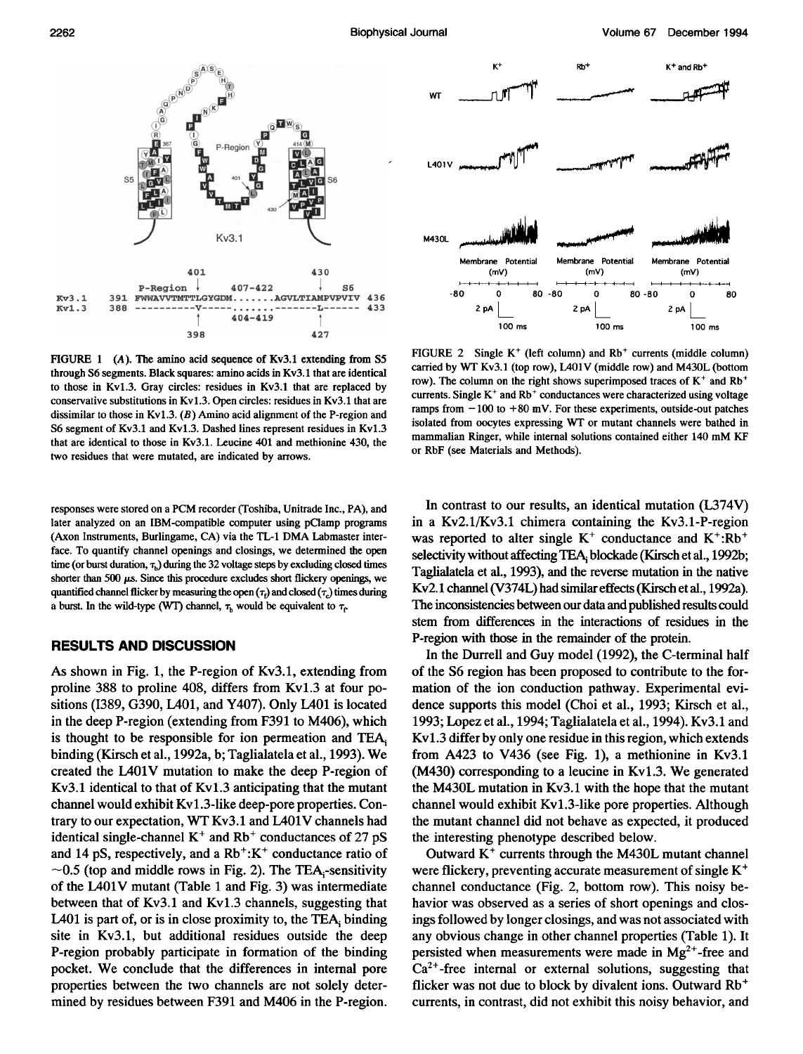FIGURE 1 (A). The amino acid sequence of Kv3.1 extending from S5 through S6 segments. Black squares: amino acids in Kv3.1 that are identical to those in Kv1.3. Gray circles: residues in Kv3.1 that are replaced by conservative substitutions in Kv1.3. Open circles: residues in Kv3.1 that are dissimilar to those in Kv1.3. (B) Amino acid alignment of the P-region and S6 segment of Kv3.1 and Kv1.3. Dashed lines represent residues in Kv1.3 that are identical to those in Kv3.1. Leucine 401 and methionine 430, the two residues that were mutated, are indicated by arrows.

FIGURE 2 Single $K^+$ (left column) and $Rb^+$ currents (middle column) carried by WT Kv3.1 (top row), L401V (middle row) and M430L (bottom row). The column on the right shows superimposed traces of $K^+$ and $Rb^+$ currents. Single $K^+$ and $Rb^+$ conductances were characterized using voltage ramps from −100 to +80 mV. For these experiments, outside-out patches isolated from oocytes expressing WT or mutant channels were bathed in mammalian Ringer, while internal solutions contained either 140 mM KF or RbF (see Materials and Methods).

responses were stored on a PCM recorder (Toshiba, Unitrade Inc., PA), and later analyzed on an IBM-compatible computer using pClamp programs (Axon Instruments, Burlingame, CA) via the TL-1 DMA Labmaster interface. To quantify channel openings and closings, we determined the open time (or burst duration, $\tau_b$) during the 32 voltage steps by excluding closed times shorter than 500 μs. Since this procedure excludes short flickery openings, we quantified channel flicker by measuring the open ($\tau_f$) and closed ($\tau_c$) times during a burst. In the wild-type (WT) channel, $\tau_b$ would be equivalent to $\tau_f$.

## RESULTS AND DISCUSSION

As shown in Fig. 1, the P-region of Kv3.1, extending from proline 388 to proline 408, differs from Kv1.3 at four positions (I389, G390, L401, and Y407). Only L401 is located in the deep P-region (extending from F391 to M406), which is thought to be responsible for ion permeation and $TEA_i$ binding (Kirsch et al., 1992a, b; Taglialatela et al., 1993). We created the L401V mutation to make the deep P-region of Kv3.1 identical to that of Kv1.3 anticipating that the mutant channel would exhibit Kv1.3-like deep-pore properties. Contrary to our expectation, WT Kv3.1 and L401V channels had identical single-channel $K^+$ and $Rb^+$ conductances of 27 pS and 14 pS, respectively, and a $Rb^+$:$K^+$ conductance ratio of ~0.5 (top and middle rows in Fig. 2). The $TEA_i$-sensitivity of the L401V mutant (Table 1 and Fig. 3) was intermediate between that of Kv3.1 and Kv1.3 channels, suggesting that L401 is part of, or is in close proximity to, the $TEA_i$ binding site in Kv3.1, but additional residues outside the deep P-region probably participate in formation of the binding pocket. We conclude that the differences in internal pore properties between the two channels are not solely determined by residues between F391 and M406 in the P-region.

In contrast to our results, an identical mutation (L374V) in a Kv2.1/Kv3.1 chimera containing the Kv3.1-P-region was reported to alter single $K^+$ conductance and $K^+$:$Rb^+$ selectivity without affecting $TEA_i$ blockade (Kirsch et al., 1992b; Taglialatela et al., 1993), and the reverse mutation in the native Kv2.1 channel (V374L) had similar effects (Kirsch et al., 1992a). The inconsistencies between our data and published results could stem from differences in the interactions of residues in the P-region with those in the remainder of the protein.

In the Durrell and Guy model (1992), the C-terminal half of the S6 region has been proposed to contribute to the formation of the ion conduction pathway. Experimental evidence supports this model (Choi et al., 1993; Kirsch et al., 1993; Lopez et al., 1994; Taglialatela et al., 1994). Kv3.1 and Kv1.3 differ by only one residue in this region, which extends from A423 to V436 (see Fig. 1), a methionine in Kv3.1 (M430) corresponding to a leucine in Kv1.3. We generated the M430L mutation in Kv3.1 with the hope that the mutant channel would exhibit Kv1.3-like pore properties. Although the mutant channel did not behave as expected, it produced the interesting phenotype described below.

Outward $K^+$ currents through the M430L mutant channel were flickery, preventing accurate measurement of single $K^+$ channel conductance (Fig. 2, bottom row). This noisy behavior was observed as a series of short openings and closings followed by longer closings, and was not associated with any obvious change in other channel properties (Table 1). It persisted when measurements were made in $Mg^{2+}$-free and $Ca^{2+}$-free internal or external solutions, suggesting that flicker was not due to block by divalent ions. Outward $Rb^+$ currents, in contrast, did not exhibit this noisy behavior, and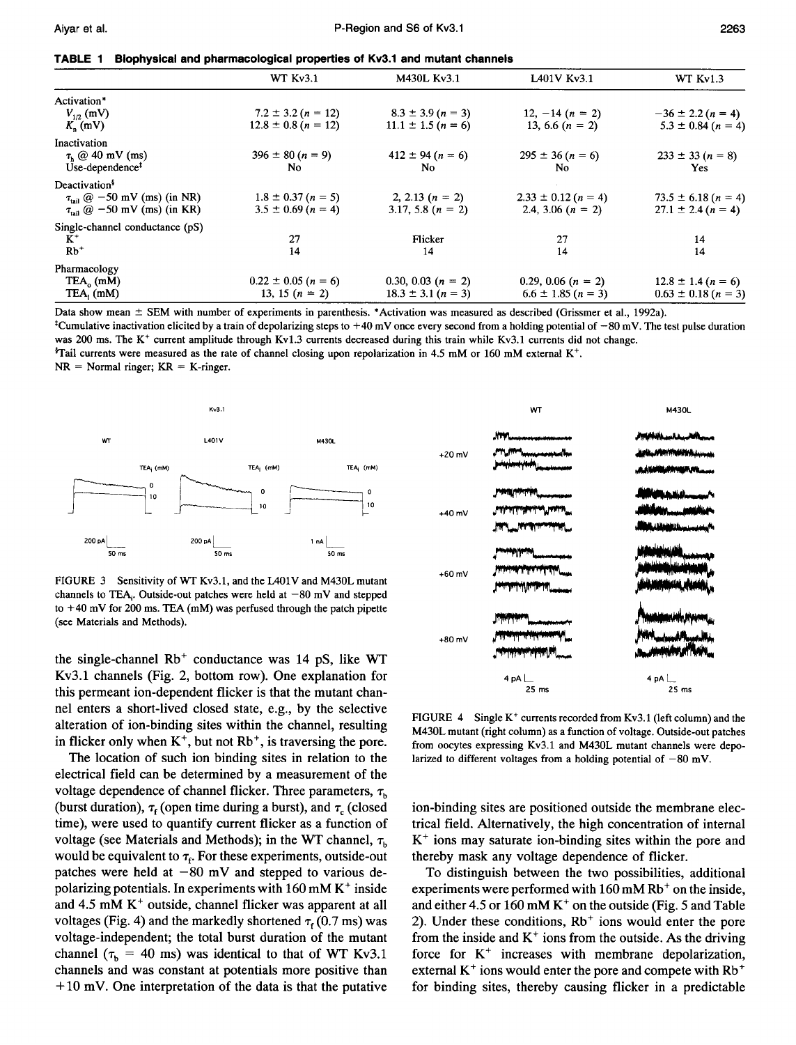**TABLE 1 Biophysical and pharmacological properties of Kv3.1 and mutant channels**

| | WT Kv3.1 | M430L Kv3.1 | L401V Kv3.1 | WT Kv1.3 |
|---|---|---|---|---|
| Activation* | | | | |
| $V_{1/2}$ (mV) | 7.2 ± 3.2 (n = 12) | 8.3 ± 3.9 (n = 3) | 12, −14 (n = 2) | −36 ± 2.2 (n = 4) |
| $K_n$ (mV) | 12.8 ± 0.8 (n = 12) | 11.1 ± 1.5 (n = 6) | 13, 6.6 (n = 2) | 5.3 ± 0.84 (n = 4) |
| Inactivation | | | | |
| $\tau_h$ @ 40 mV (ms) | 396 ± 80 (n = 9) | 412 ± 94 (n = 6) | 295 ± 36 (n = 6) | 233 ± 33 (n = 8) |
| Use-dependence‡ | No | No | No | Yes |
| Deactivation§ | | | | |
| $\tau_{tail}$ @ −50 mV (ms) (in NR) | 1.8 ± 0.37 (n = 5) | 2, 2.13 (n = 2) | 2.33 ± 0.12 (n = 4) | 73.5 ± 6.18 (n = 4) |
| $\tau_{tail}$ @ −50 mV (ms) (in KR) | 3.5 ± 0.69 (n = 4) | 3.17, 5.8 (n = 2) | 2.4, 3.06 (n = 2) | 27.1 ± 2.4 (n = 4) |
| Single-channel conductance (pS) | | | | |
| $K^+$ | 27 | Flicker | 27 | 14 |
| $Rb^+$ | 14 | 14 | 14 | 14 |
| Pharmacology | | | | |
| $TEA_o$ (mM) | 0.22 ± 0.05 (n = 6) | 0.30, 0.03 (n = 2) | 0.29, 0.06 (n = 2) | 12.8 ± 1.4 (n = 6) |
| $TEA_i$ (mM) | 13, 15 (n = 2) | 18.3 ± 3.1 (n = 3) | 6.6 ± 1.85 (n = 3) | 0.63 ± 0.18 (n = 3) |

Data show mean ± SEM with number of experiments in parenthesis. *Activation was measured as described (Grissmer et al., 1992a).

‡Cumulative inactivation elicited by a train of depolarizing steps to +40 mV once every second from a holding potential of −80 mV. The test pulse duration was 200 ms. The $K^+$ current amplitude through Kv1.3 currents decreased during this train while Kv3.1 currents did not change.

§Tail currents were measured as the rate of channel closing upon repolarization in 4.5 mM or 160 mM external $K^+$.

NR = Normal ringer; KR = K-ringer.

FIGURE 3 Sensitivity of WT Kv3.1, and the L401V and M430L mutant channels to $TEA_i$. Outside-out patches were held at −80 mV and stepped to +40 mV for 200 ms. TEA (mM) was perfused through the patch pipette (see Materials and Methods).

the single-channel $Rb^+$ conductance was 14 pS, like WT Kv3.1 channels (Fig. 2, bottom row). One explanation for this permeant ion-dependent flicker is that the mutant channel enters a short-lived closed state, e.g., by the selective alteration of ion-binding sites within the channel, resulting in flicker only when $K^+$, but not $Rb^+$, is traversing the pore.

The location of such ion binding sites in relation to the electrical field can be determined by a measurement of the voltage dependence of channel flicker. Three parameters, $\tau_b$ (burst duration), $\tau_f$ (open time during a burst), and $\tau_c$ (closed time), were used to quantify current flicker as a function of voltage (see Materials and Methods); in the WT channel, $\tau_b$ would be equivalent to $\tau_f$. For these experiments, outside-out patches were held at −80 mV and stepped to various depolarizing potentials. In experiments with 160 mM $K^+$ inside and 4.5 mM $K^+$ outside, channel flicker was apparent at all voltages (Fig. 4) and the markedly shortened $\tau_f$ (0.7 ms) was voltage-independent; the total burst duration of the mutant channel ($\tau_b$ = 40 ms) was identical to that of WT Kv3.1 channels and was constant at potentials more positive than +10 mV. One interpretation of the data is that the putative ion-binding sites are positioned outside the membrane electrical field. Alternatively, the high concentration of internal $K^+$ ions may saturate ion-binding sites within the pore and thereby mask any voltage dependence of flicker.

FIGURE 4 Single $K^+$ currents recorded from Kv3.1 (left column) and the M430L mutant (right column) as a function of voltage. Outside-out patches from oocytes expressing Kv3.1 and M430L mutant channels were depolarized to different voltages from a holding potential of −80 mV.

To distinguish between the two possibilities, additional experiments were performed with 160 mM $Rb^+$ on the inside, and either 4.5 or 160 mM $K^+$ on the outside (Fig. 5 and Table 2). Under these conditions, $Rb^+$ ions would enter the pore from the inside and $K^+$ ions from the outside. As the driving force for $K^+$ increases with membrane depolarization, external $K^+$ ions would enter the pore and compete with $Rb^+$ for binding sites, thereby causing flicker in a predictable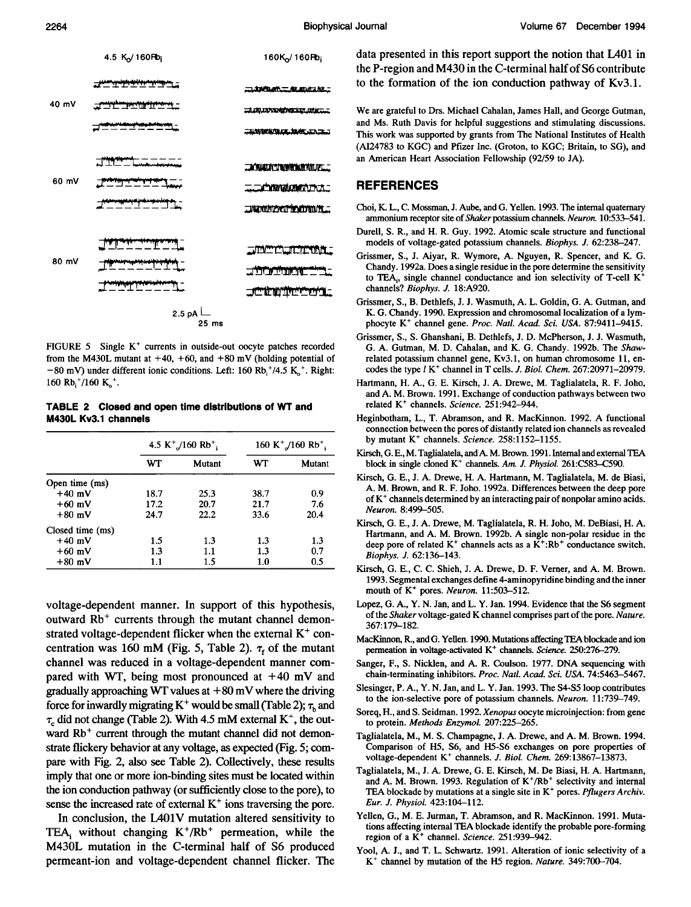4.5 K$_o$/160Rb$_i$

160K$_o$/160Rb$_i$

40 mV

60 mV

80 mV

2.5 pA

25 ms

FIGURE 5 Single $K^+$ currents in outside-out oocyte patches recorded from the M430L mutant at +40, +60, and +80 mV (holding potential of −80 mV) under different ionic conditions. Left: 160 $Rb_i^+$/4.5 $K_o^+$. Right: 160 $Rb_i^+$/160 $K_o^+$.

**TABLE 2 Closed and open time distributions of WT and M430L Kv3.1 channels**

| | 4.5 $K^+_o$/160 $Rb^+_i$ | | 160 $K^+_o$/160 $Rb^+_i$ | |
|---|---|---|---|---|
| | WT | Mutant | WT | Mutant |
| Open time (ms) | | | | |
| +40 mV | 18.7 | 25.3 | 38.7 | 0.9 |
| +60 mV | 17.2 | 20.7 | 21.7 | 7.6 |
| +80 mV | 24.7 | 22.2 | 33.6 | 20.4 |
| Closed time (ms) | | | | |
| +40 mV | 1.5 | 1.3 | 1.3 | 1.3 |
| +60 mV | 1.3 | 1.1 | 1.3 | 0.7 |
| +80 mV | 1.1 | 1.5 | 1.0 | 0.5 |

voltage-dependent manner. In support of this hypothesis, outward $Rb^+$ currents through the mutant channel demonstrated voltage-dependent flicker when the external $K^+$ concentration was 160 mM (Fig. 5, Table 2). $\tau_f$ of the mutant channel was reduced in a voltage-dependent manner compared with WT, being most pronounced at +40 mV and gradually approaching WT values at +80 mV where the driving force for inwardly migrating $K^+$ would be small (Table 2); $\tau_b$ and $\tau_c$ did not change (Table 2). With 4.5 mM external $K^+$, the outward $Rb^+$ current through the mutant channel did not demonstrate flickery behavior at any voltage, as expected (Fig. 5; compare with Fig. 2, also see Table 2). Collectively, these results imply that one or more ion-binding sites must be located within the ion conduction pathway (or sufficiently close to the pore), to sense the increased rate of external $K^+$ ions traversing the pore.

In conclusion, the L401V mutation altered sensitivity to TEA$_i$ without changing $K^+$/$Rb^+$ permeation, while the M430L mutation in the C-terminal half of S6 produced permeant-ion and voltage-dependent channel flicker. The data presented in this report support the notion that L401 in the P-region and M430 in the C-terminal half of S6 contribute to the formation of the ion conduction pathway of Kv3.1.

We are grateful to Drs. Michael Cahalan, James Hall, and George Gutman, and Ms. Ruth Davis for helpful suggestions and stimulating discussions. This work was supported by grants from The National Institutes of Health (AI24783 to KGC) and Pfizer Inc. (Groton, to KGC; Britain, to SG), and an American Heart Association Fellowship (92/59 to JA).

## REFERENCES

Choi, K. L., C. Mossman, J. Aube, and G. Yellen. 1993. The internal quaternary ammonium receptor site of *Shaker* potassium channels. *Neuron.* 10:533–541.

Durell, S. R., and H. R. Guy. 1992. Atomic scale structure and functional models of voltage-gated potassium channels. *Biophys. J.* 62:238–247.

Grissmer, S., J. Aiyar, R. Wymore, A. Nguyen, R. Spencer, and K. G. Chandy. 1992a. Does a single residue in the pore determine the sensitivity to TEA$_i$, single channel conductance and ion selectivity of T-cell $K^+$ channels? *Biophys. J.* 18:A920.

Grissmer, S., B. Dethlefs, J. J. Wasmuth, A. L. Goldin, G. A. Gutman, and K. G. Chandy. 1990. Expression and chromosomal localization of a lymphocyte $K^+$ channel gene. *Proc. Natl. Acad. Sci. USA.* 87:9411–9415.

Grissmer, S., S. Ghanshani, B. Dethlefs, J. D. McPherson, J. J. Wasmuth, G. A. Gutman, M. D. Cahalan, and K. G. Chandy. 1992b. The *Shaw*-related potassium channel gene, Kv3.1, on human chromosome 11, encodes the type *l* $K^+$ channel in T cells. *J. Biol. Chem.* 267:20971–20979.

Hartmann, H. A., G. E. Kirsch, J. A. Drewe, M. Taglialatela, R. F. Joho, and A. M. Brown. 1991. Exchange of conduction pathways between two related $K^+$ channels. *Science.* 251:942–944.

Heginbotham, L., T. Abramson, and R. MacKinnon. 1992. A functional connection between the pores of distantly related ion channels as revealed by mutant $K^+$ channels. *Science.* 258:1152–1155.

Kirsch, G. E., M. Taglialatela, and A. M. Brown. 1991. Internal and external TEA block in single cloned $K^+$ channels. *Am. J. Physiol.* 261:C583–C590.

Kirsch, G. E., J. A. Drewe, H. A. Hartmann, M. Taglialatela, M. de Biasi, A. M. Brown, and R. F. Joho. 1992a. Differences between the deep pore of $K^+$ channels determined by an interacting pair of nonpolar amino acids. *Neuron.* 8:499–505.

Kirsch, G. E., J. A. Drewe, M. Taglialatela, R. H. Joho, M. DeBiasi, H. A. Hartmann, and A. M. Brown. 1992b. A single non-polar residue in the deep pore of related $K^+$ channels acts as a $K^+$:$Rb^+$ conductance switch. *Biophys. J.* 62:136–143.

Kirsch, G. E., C. C. Shieh, J. A. Drewe, D. F. Verner, and A. M. Brown. 1993. Segmental exchanges define 4-aminopyridine binding and the inner mouth of $K^+$ pores. *Neuron.* 11:503–512.

Lopez, G. A., Y. N. Jan, and L. Y. Jan. 1994. Evidence that the S6 segment of the *Shaker* voltage-gated K channel comprises part of the pore. *Nature.* 367:179–182.

MacKinnon, R., and G. Yellen. 1990. Mutations affecting TEA blockade and ion permeation in voltage-activated $K^+$ channels. *Science.* 250:276–279.

Sanger, F., S. Nicklen, and A. R. Coulson. 1977. DNA sequencing with chain-terminating inhibitors. *Proc. Natl. Acad. Sci. USA.* 74:5463–5467.

Slesinger, P. A., Y. N. Jan, and L. Y. Jan. 1993. The S4-S5 loop contributes to the ion-selective pore of potassium channels. *Neuron.* 11:739–749.

Soreq, H., and S. Seidman. 1992. *Xenopus* oocyte microinjection: from gene to protein. *Methods Enzymol.* 207:225–265.

Taglialatela, M., M. S. Champagne, J. A. Drewe, and A. M. Brown. 1994. Comparison of H5, S6, and H5-S6 exchanges on pore properties of voltage-dependent $K^+$ channels. *J. Biol. Chem.* 269:13867–13873.

Taglialatela, M., J. A. Drewe, G. E. Kirsch, M. De Biasi, H. A. Hartmann, and A. M. Brown. 1993. Regulation of $K^+$/$Rb^+$ selectivity and internal TEA blockade by mutations at a single site in $K^+$ pores. *Pflugers Archiv. Eur. J. Physiol.* 423:104–112.

Yellen, G., M. E. Jurman, T. Abramson, and R. MacKinnon. 1991. Mutations affecting internal TEA blockade identify the probable pore-forming region of a $K^+$ channel. *Science.* 251:939–942.

Yool, A. J., and T. L. Schwartz. 1991. Alteration of ionic selectivity of a $K^+$ channel by mutation of the H5 region. *Nature.* 349:700–704.